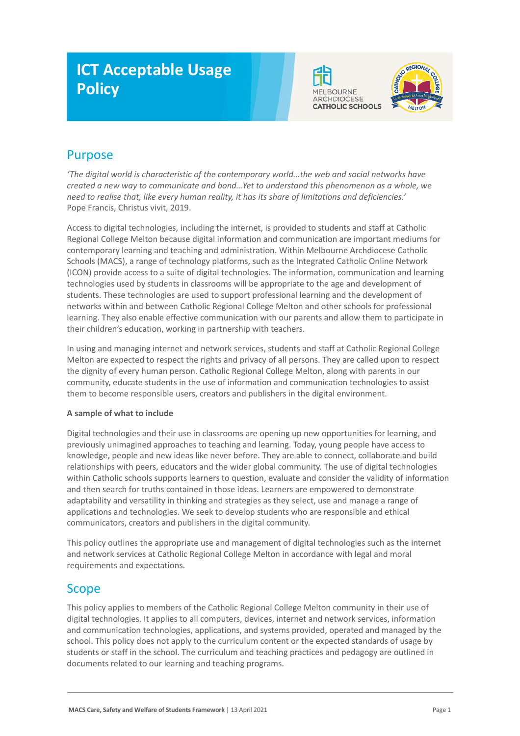# ICT Acceptable Usage Policy

## Purpose

*'The digital world is characteristic of the contemporary world...the web and social networks have created a new way to communicate and bond…Yet to understand this phenomenon as a whole, we need to realise that, like every human reality, it has its share of limitations and deficiencies.'*
Pope Francis, Christus vivit, 2019.

Access to digital technologies, including the internet, is provided to students and staff at Catholic Regional College Melton because digital information and communication are important mediums for contemporary learning and teaching and administration. Within Melbourne Archdiocese Catholic Schools (MACS), a range of technology platforms, such as the Integrated Catholic Online Network (ICON) provide access to a suite of digital technologies. The information, communication and learning technologies used by students in classrooms will be appropriate to the age and development of students. These technologies are used to support professional learning and the development of networks within and between Catholic Regional College Melton and other schools for professional learning. They also enable effective communication with our parents and allow them to participate in their children's education, working in partnership with teachers.

In using and managing internet and network services, students and staff at Catholic Regional College Melton are expected to respect the rights and privacy of all persons. They are called upon to respect the dignity of every human person. Catholic Regional College Melton, along with parents in our community, educate students in the use of information and communication technologies to assist them to become responsible users, creators and publishers in the digital environment.

**A sample of what to include**

Digital technologies and their use in classrooms are opening up new opportunities for learning, and previously unimagined approaches to teaching and learning. Today, young people have access to knowledge, people and new ideas like never before. They are able to connect, collaborate and build relationships with peers, educators and the wider global community. The use of digital technologies within Catholic schools supports learners to question, evaluate and consider the validity of information and then search for truths contained in those ideas. Learners are empowered to demonstrate adaptability and versatility in thinking and strategies as they select, use and manage a range of applications and technologies. We seek to develop students who are responsible and ethical communicators, creators and publishers in the digital community.

This policy outlines the appropriate use and management of digital technologies such as the internet and network services at Catholic Regional College Melton in accordance with legal and moral requirements and expectations.

## Scope

This policy applies to members of the Catholic Regional College Melton community in their use of digital technologies. It applies to all computers, devices, internet and network services, information and communication technologies, applications, and systems provided, operated and managed by the school. This policy does not apply to the curriculum content or the expected standards of usage by students or staff in the school. The curriculum and teaching practices and pedagogy are outlined in documents related to our learning and teaching programs.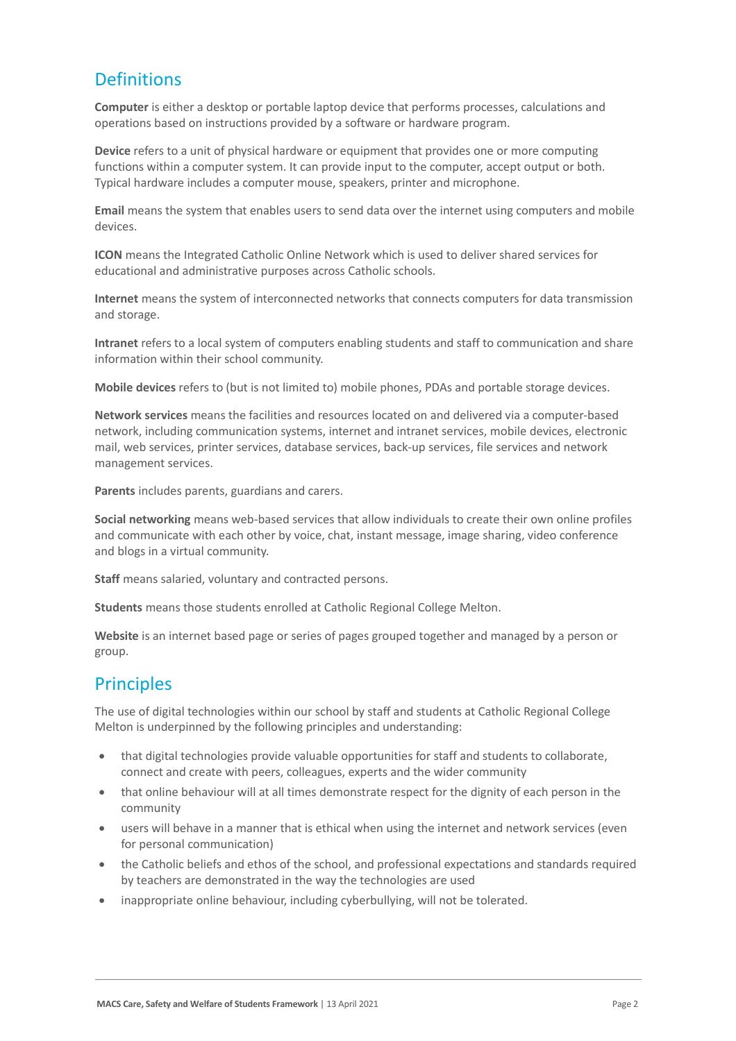## Definitions

**Computer** is either a desktop or portable laptop device that performs processes, calculations and operations based on instructions provided by a software or hardware program.

**Device** refers to a unit of physical hardware or equipment that provides one or more computing functions within a computer system. It can provide input to the computer, accept output or both. Typical hardware includes a computer mouse, speakers, printer and microphone.

**Email** means the system that enables users to send data over the internet using computers and mobile devices.

**ICON** means the Integrated Catholic Online Network which is used to deliver shared services for educational and administrative purposes across Catholic schools.

**Internet** means the system of interconnected networks that connects computers for data transmission and storage.

**Intranet** refers to a local system of computers enabling students and staff to communication and share information within their school community.

**Mobile devices** refers to (but is not limited to) mobile phones, PDAs and portable storage devices.

**Network services** means the facilities and resources located on and delivered via a computer-based network, including communication systems, internet and intranet services, mobile devices, electronic mail, web services, printer services, database services, back-up services, file services and network management services.

**Parents** includes parents, guardians and carers.

**Social networking** means web-based services that allow individuals to create their own online profiles and communicate with each other by voice, chat, instant message, image sharing, video conference and blogs in a virtual community.

**Staff** means salaried, voluntary and contracted persons.

**Students** means those students enrolled at Catholic Regional College Melton.

**Website** is an internet based page or series of pages grouped together and managed by a person or group.

## Principles

The use of digital technologies within our school by staff and students at Catholic Regional College Melton is underpinned by the following principles and understanding:

- that digital technologies provide valuable opportunities for staff and students to collaborate, connect and create with peers, colleagues, experts and the wider community
- that online behaviour will at all times demonstrate respect for the dignity of each person in the community
- users will behave in a manner that is ethical when using the internet and network services (even for personal communication)
- the Catholic beliefs and ethos of the school, and professional expectations and standards required by teachers are demonstrated in the way the technologies are used
- inappropriate online behaviour, including cyberbullying, will not be tolerated.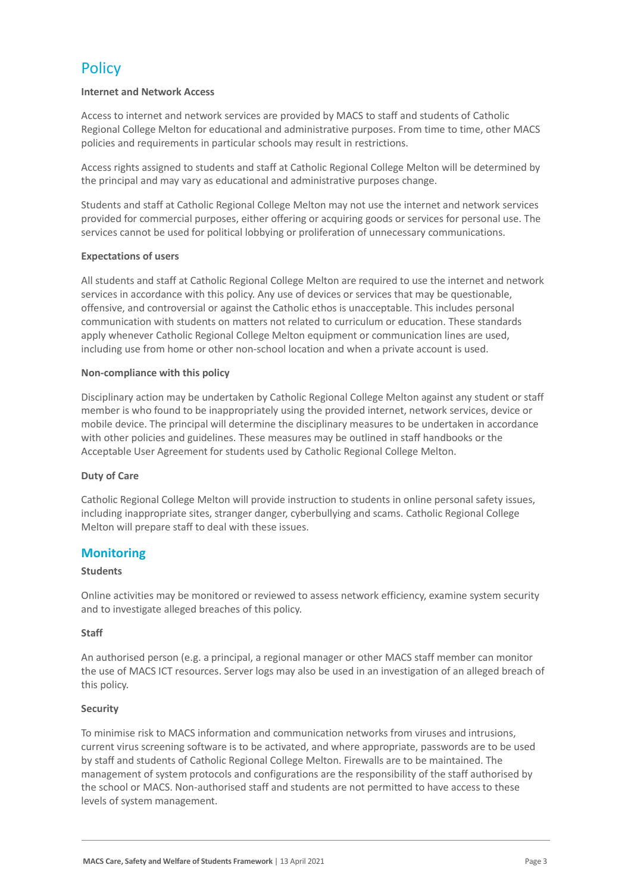## Policy

**Internet and Network Access**

Access to internet and network services are provided by MACS to staff and students of Catholic Regional College Melton for educational and administrative purposes. From time to time, other MACS policies and requirements in particular schools may result in restrictions.

Access rights assigned to students and staff at Catholic Regional College Melton will be determined by the principal and may vary as educational and administrative purposes change.

Students and staff at Catholic Regional College Melton may not use the internet and network services provided for commercial purposes, either offering or acquiring goods or services for personal use. The services cannot be used for political lobbying or proliferation of unnecessary communications.

**Expectations of users**

All students and staff at Catholic Regional College Melton are required to use the internet and network services in accordance with this policy. Any use of devices or services that may be questionable, offensive, and controversial or against the Catholic ethos is unacceptable. This includes personal communication with students on matters not related to curriculum or education. These standards apply whenever Catholic Regional College Melton equipment or communication lines are used, including use from home or other non-school location and when a private account is used.

**Non-compliance with this policy**

Disciplinary action may be undertaken by Catholic Regional College Melton against any student or staff member is who found to be inappropriately using the provided internet, network services, device or mobile device. The principal will determine the disciplinary measures to be undertaken in accordance with other policies and guidelines. These measures may be outlined in staff handbooks or the Acceptable User Agreement for students used by Catholic Regional College Melton.

**Duty of Care**

Catholic Regional College Melton will provide instruction to students in online personal safety issues, including inappropriate sites, stranger danger, cyberbullying and scams. Catholic Regional College Melton will prepare staff to deal with these issues.

## Monitoring

**Students**

Online activities may be monitored or reviewed to assess network efficiency, examine system security and to investigate alleged breaches of this policy.

**Staff**

An authorised person (e.g. a principal, a regional manager or other MACS staff member can monitor the use of MACS ICT resources. Server logs may also be used in an investigation of an alleged breach of this policy.

**Security**

To minimise risk to MACS information and communication networks from viruses and intrusions, current virus screening software is to be activated, and where appropriate, passwords are to be used by staff and students of Catholic Regional College Melton. Firewalls are to be maintained. The management of system protocols and configurations are the responsibility of the staff authorised by the school or MACS. Non-authorised staff and students are not permitted to have access to these levels of system management.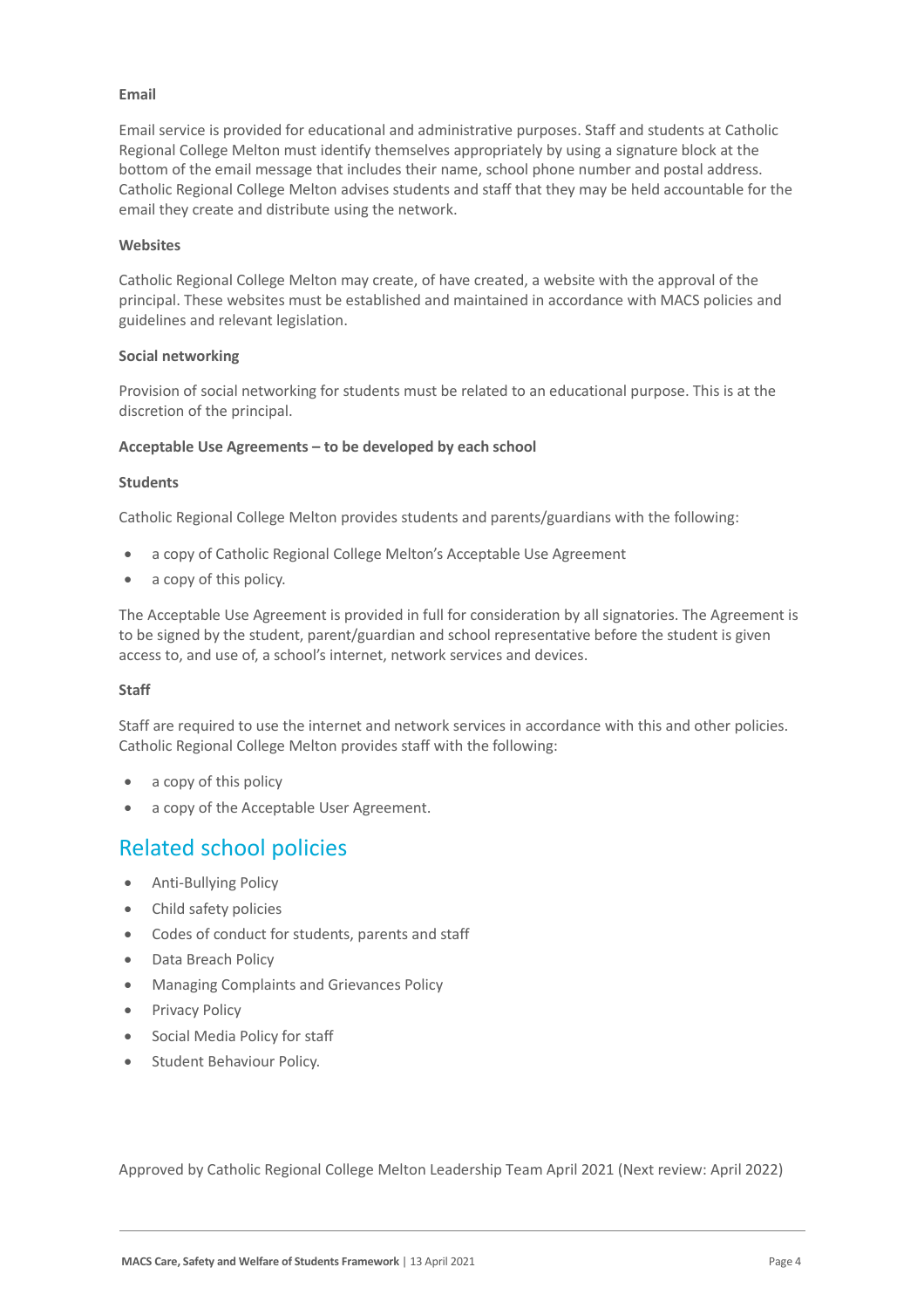**Email**

Email service is provided for educational and administrative purposes. Staff and students at Catholic Regional College Melton must identify themselves appropriately by using a signature block at the bottom of the email message that includes their name, school phone number and postal address. Catholic Regional College Melton advises students and staff that they may be held accountable for the email they create and distribute using the network.

**Websites**

Catholic Regional College Melton may create, of have created, a website with the approval of the principal. These websites must be established and maintained in accordance with MACS policies and guidelines and relevant legislation.

**Social networking**

Provision of social networking for students must be related to an educational purpose. This is at the discretion of the principal.

**Acceptable Use Agreements – to be developed by each school**

**Students**

Catholic Regional College Melton provides students and parents/guardians with the following:

- a copy of Catholic Regional College Melton's Acceptable Use Agreement
- a copy of this policy.

The Acceptable Use Agreement is provided in full for consideration by all signatories. The Agreement is to be signed by the student, parent/guardian and school representative before the student is given access to, and use of, a school's internet, network services and devices.

**Staff**

Staff are required to use the internet and network services in accordance with this and other policies. Catholic Regional College Melton provides staff with the following:

- a copy of this policy
- a copy of the Acceptable User Agreement.

## Related school policies

- Anti-Bullying Policy
- Child safety policies
- Codes of conduct for students, parents and staff
- Data Breach Policy
- Managing Complaints and Grievances Policy
- Privacy Policy
- Social Media Policy for staff
- Student Behaviour Policy.

Approved by Catholic Regional College Melton Leadership Team April 2021 (Next review: April 2022)